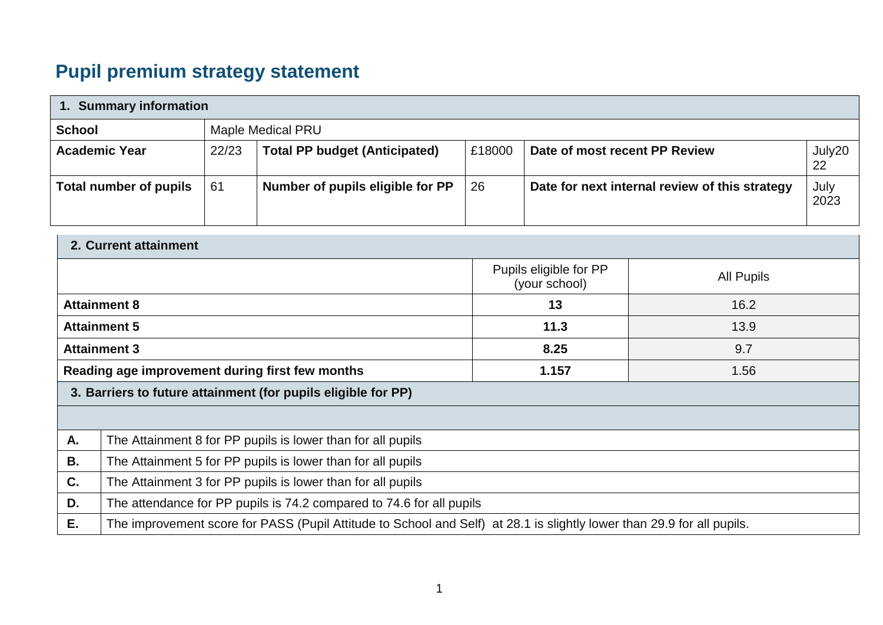# Pupil premium strategy statement

| 1. Summary information | | | | | |
|---|---|---|---|---|---|
| **School** | Maple Medical PRU | | | | |
| **Academic Year** | 22/23 | **Total PP budget (Anticipated)** | £18000 | **Date of most recent PP Review** | July2022 |
| **Total number of pupils** | 61 | **Number of pupils eligible for PP** | 26 | **Date for next internal review of this strategy** | July 2023 |

| 2. Current attainment | | |
|---|---|---|
| | Pupils eligible for PP (your school) | All Pupils |
| **Attainment 8** | **13** | 16.2 |
| **Attainment 5** | **11.3** | 13.9 |
| **Attainment 3** | **8.25** | 9.7 |
| **Reading age improvement during first few months** | **1.157** | 1.56 |

| 3. Barriers to future attainment (for pupils eligible for PP) | |
|---|---|
| | |
| **A.** | The Attainment 8 for PP pupils is lower than for all pupils |
| **B.** | The Attainment 5 for PP pupils is lower than for all pupils |
| **C.** | The Attainment 3 for PP pupils is lower than for all pupils |
| **D.** | The attendance for PP pupils is 74.2 compared to 74.6 for all pupils |
| **E.** | The improvement score for PASS (Pupil Attitude to School and Self) at 28.1 is slightly lower than 29.9 for all pupils. |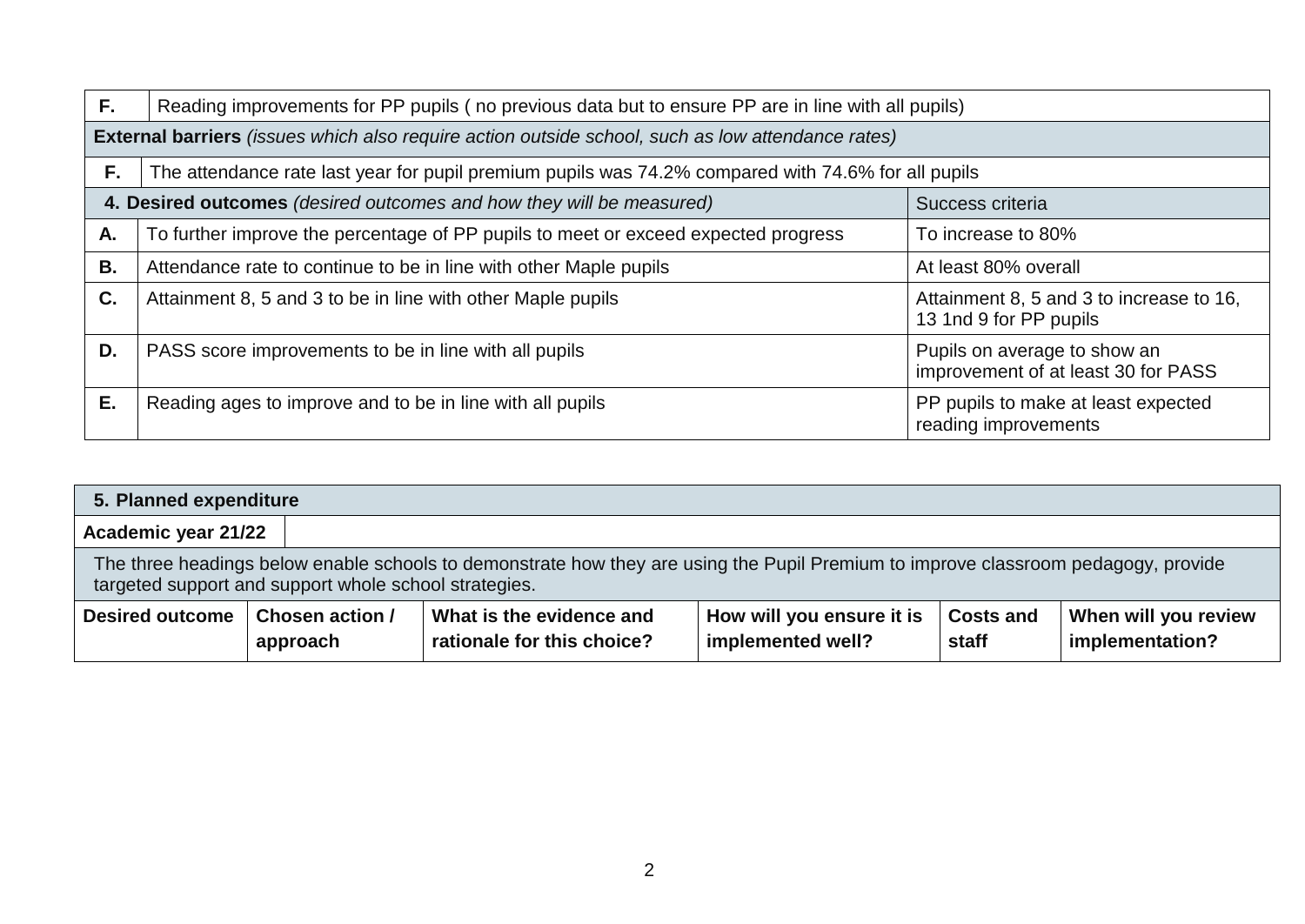| | | |
|---|---|---|
| **F.** | Reading improvements for PP pupils ( no previous data but to ensure PP are in line with all pupils) | |
| **External barriers** *(issues which also require action outside school, such as low attendance rates)* | | |
| **F.** | The attendance rate last year for pupil premium pupils was 74.2% compared with 74.6% for all pupils | |
| **4. Desired outcomes** *(desired outcomes and how they will be measured)* | | Success criteria |
| **A.** | To further improve the percentage of PP pupils to meet or exceed expected progress | To increase to 80% |
| **B.** | Attendance rate to continue to be in line with other Maple pupils | At least 80% overall |
| **C.** | Attainment 8, 5 and 3 to be in line with other Maple pupils | Attainment 8, 5 and 3 to increase to 16, 13 1nd 9 for PP pupils |
| **D.** | PASS score improvements to be in line with all pupils | Pupils on average to show an improvement of at least 30 for PASS |
| **E.** | Reading ages to improve and to be in line with all pupils | PP pupils to make at least expected reading improvements |

| **5. Planned expenditure** | | | | | |
|---|---|---|---|---|---|
| **Academic year 21/22** | | | | | |
| The three headings below enable schools to demonstrate how they are using the Pupil Premium to improve classroom pedagogy, provide targeted support and support whole school strategies. | | | | | |
| **Desired outcome** | **Chosen action / approach** | **What is the evidence and rationale for this choice?** | **How will you ensure it is implemented well?** | **Costs and staff** | **When will you review implementation?** |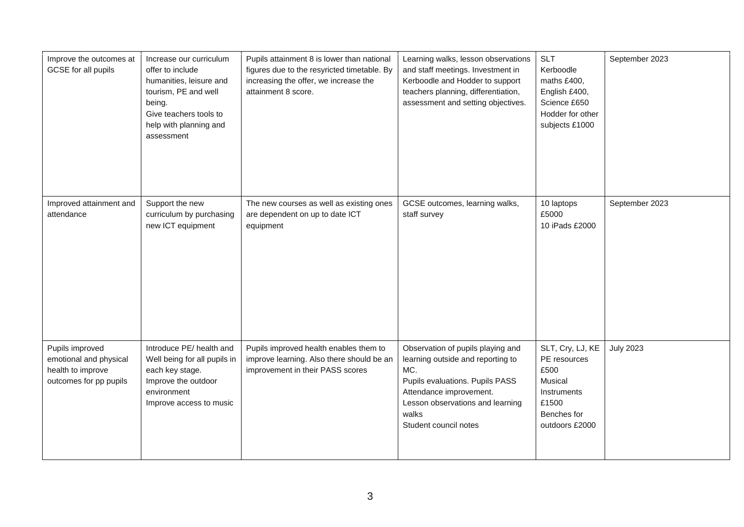| | | | | | |
|---|---|---|---|---|---|
| Improve the outcomes at GCSE for all pupils | Increase our curriculum offer to include humanities, leisure and tourism, PE and well being.<br>Give teachers tools to help with planning and assessment | Pupils attainment 8 is lower than national figures due to the resyricted timetable. By increasing the offer, we increase the attainment 8 score. | Learning walks, lesson observations and staff meetings. Investment in Kerboodle and Hodder to support teachers planning, differentiation, assessment and setting objectives. | SLT<br>Kerboodle maths £400,<br>English £400,<br>Science £650<br>Hodder for other subjects £1000 | September 2023 |
| Improved attainment and attendance | Support the new curriculum by purchasing new ICT equipment | The new courses as well as existing ones are dependent on up to date ICT equipment | GCSE outcomes, learning walks, staff survey | 10 laptops £5000<br>10 iPads £2000 | September 2023 |
| Pupils improved emotional and physical health to improve outcomes for pp pupils | Introduce PE/ health and Well being for all pupils in each key stage.<br>Improve the outdoor environment<br>Improve access to music | Pupils improved health enables them to improve learning. Also there should be an improvement in their PASS scores | Observation of pupils playing and learning outside and reporting to MC.<br>Pupils evaluations. Pupils PASS Attendance improvement.<br>Lesson observations and learning walks<br>Student council notes | SLT, Cry, LJ, KE<br>PE resources £500<br>Musical Instruments £1500<br>Benches for outdoors £2000 | July 2023 |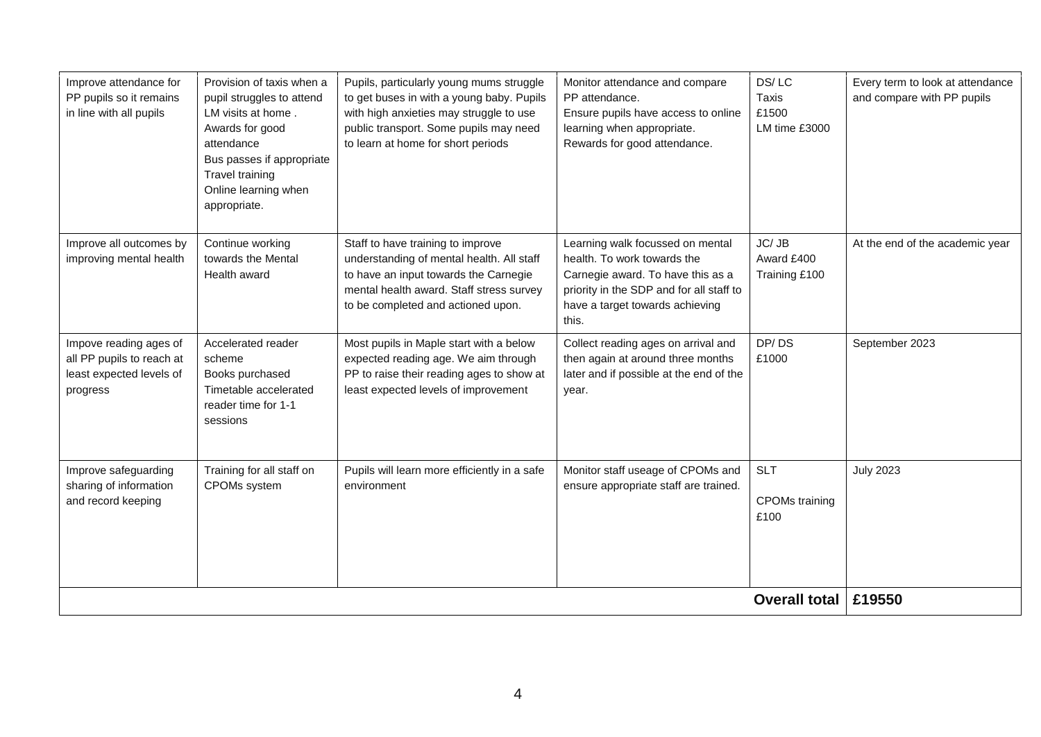| | | | | | |
|---|---|---|---|---|---|
| Improve attendance for PP pupils so it remains in line with all pupils | Provision of taxis when a pupil struggles to attend<br>LM visits at home .<br>Awards for good attendance<br>Bus passes if appropriate<br>Travel training<br>Online learning when appropriate. | Pupils, particularly young mums struggle to get buses in with a young baby. Pupils with high anxieties may struggle to use public transport. Some pupils may need to learn at home for short periods | Monitor attendance and compare PP attendance.<br>Ensure pupils have access to online learning when appropriate.<br>Rewards for good attendance. | DS/ LC<br>Taxis £1500<br>LM time £3000 | Every term to look at attendance and compare with PP pupils |
| Improve all outcomes by improving mental health | Continue working towards the Mental Health award | Staff to have training to improve understanding of mental health. All staff to have an input towards the Carnegie mental health award. Staff stress survey to be completed and actioned upon. | Learning walk focussed on mental health. To work towards the Carnegie award. To have this as a priority in the SDP and for all staff to have a target towards achieving this. | JC/ JB<br>Award £400<br>Training £100 | At the end of the academic year |
| Impove reading ages of all PP pupils to reach at least expected levels of progress | Accelerated reader scheme<br>Books purchased<br>Timetable accelerated reader time for 1-1 sessions | Most pupils in Maple start with a below expected reading age. We aim through PP to raise their reading ages to show at least expected levels of improvement | Collect reading ages on arrival and then again at around three months later and if possible at the end of the year. | DP/ DS<br>£1000 | September 2023 |
| Improve safeguarding sharing of information and record keeping | Training for all staff on CPOMs system | Pupils will learn more efficiently in a safe environment | Monitor staff useage of CPOMs and ensure appropriate staff are trained. | SLT<br><br>CPOMs training £100 | July 2023 |
| | | | | **Overall total** | **£19550** |